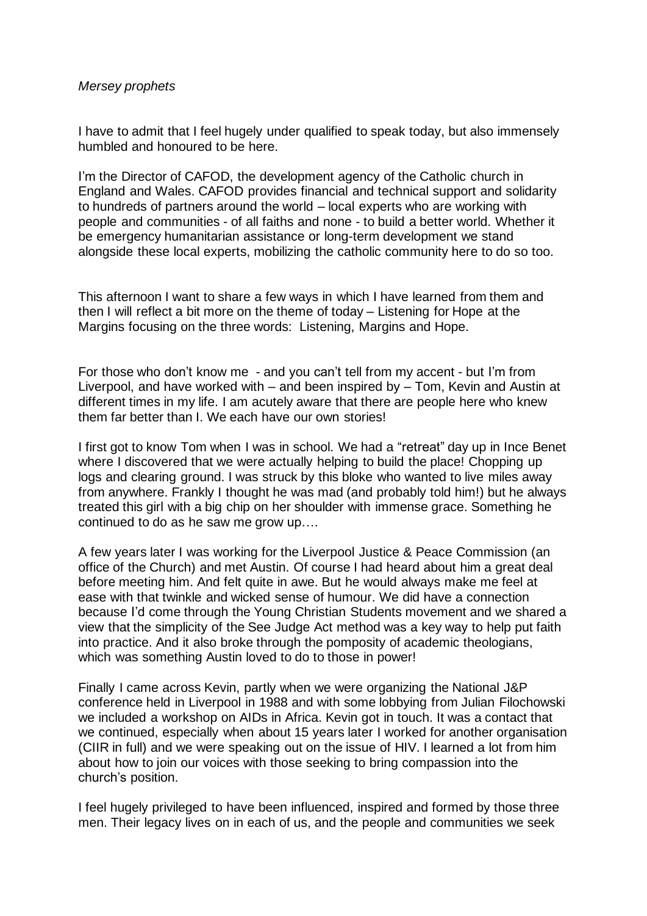*Mersey prophets*

I have to admit that I feel hugely under qualified to speak today, but also immensely humbled and honoured to be here.

I'm the Director of CAFOD, the development agency of the Catholic church in England and Wales. CAFOD provides financial and technical support and solidarity to hundreds of partners around the world – local experts who are working with people and communities - of all faiths and none - to build a better world. Whether it be emergency humanitarian assistance or long-term development we stand alongside these local experts, mobilizing the catholic community here to do so too.

This afternoon I want to share a few ways in which I have learned from them and then I will reflect a bit more on the theme of today – Listening for Hope at the Margins focusing on the three words: Listening, Margins and Hope.

For those who don't know me - and you can't tell from my accent - but I'm from Liverpool, and have worked with – and been inspired by – Tom, Kevin and Austin at different times in my life. I am acutely aware that there are people here who knew them far better than I. We each have our own stories!

I first got to know Tom when I was in school. We had a "retreat" day up in Ince Benet where I discovered that we were actually helping to build the place! Chopping up logs and clearing ground. I was struck by this bloke who wanted to live miles away from anywhere. Frankly I thought he was mad (and probably told him!) but he always treated this girl with a big chip on her shoulder with immense grace. Something he continued to do as he saw me grow up….

A few years later I was working for the Liverpool Justice & Peace Commission (an office of the Church) and met Austin. Of course I had heard about him a great deal before meeting him. And felt quite in awe. But he would always make me feel at ease with that twinkle and wicked sense of humour. We did have a connection because I'd come through the Young Christian Students movement and we shared a view that the simplicity of the See Judge Act method was a key way to help put faith into practice. And it also broke through the pomposity of academic theologians, which was something Austin loved to do to those in power!

Finally I came across Kevin, partly when we were organizing the National J&P conference held in Liverpool in 1988 and with some lobbying from Julian Filochowski we included a workshop on AIDs in Africa. Kevin got in touch. It was a contact that we continued, especially when about 15 years later I worked for another organisation (CIIR in full) and we were speaking out on the issue of HIV. I learned a lot from him about how to join our voices with those seeking to bring compassion into the church's position.

I feel hugely privileged to have been influenced, inspired and formed by those three men. Their legacy lives on in each of us, and the people and communities we seek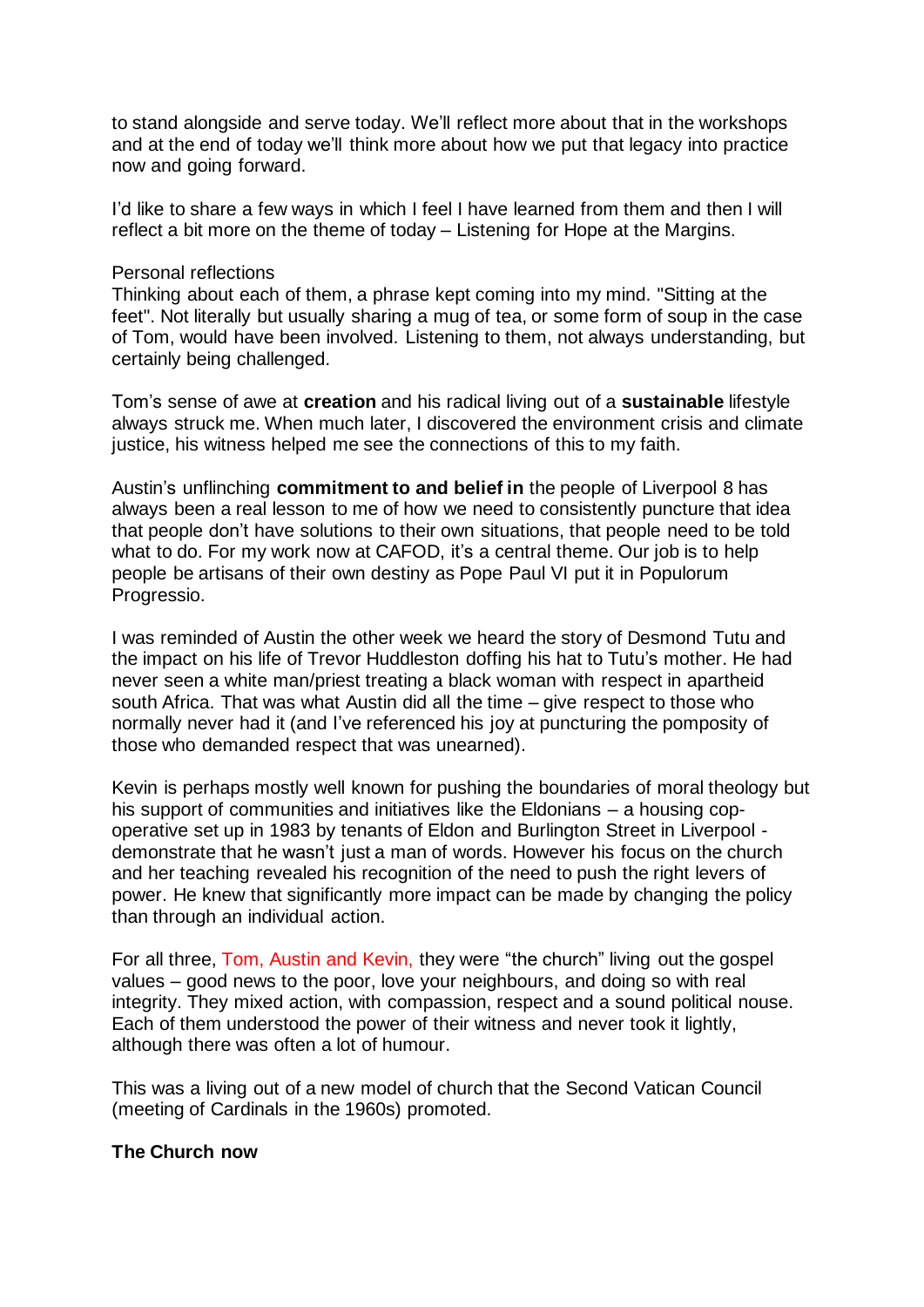to stand alongside and serve today. We'll reflect more about that in the workshops and at the end of today we'll think more about how we put that legacy into practice now and going forward.

I'd like to share a few ways in which I feel I have learned from them and then I will reflect a bit more on the theme of today – Listening for Hope at the Margins.

Personal reflections

Thinking about each of them, a phrase kept coming into my mind. "Sitting at the feet". Not literally but usually sharing a mug of tea, or some form of soup in the case of Tom, would have been involved. Listening to them, not always understanding, but certainly being challenged.

Tom's sense of awe at **creation** and his radical living out of a **sustainable** lifestyle always struck me. When much later, I discovered the environment crisis and climate justice, his witness helped me see the connections of this to my faith.

Austin's unflinching **commitment to and belief in** the people of Liverpool 8 has always been a real lesson to me of how we need to consistently puncture that idea that people don't have solutions to their own situations, that people need to be told what to do. For my work now at CAFOD, it's a central theme. Our job is to help people be artisans of their own destiny as Pope Paul VI put it in Populorum Progressio.

I was reminded of Austin the other week we heard the story of Desmond Tutu and the impact on his life of Trevor Huddleston doffing his hat to Tutu's mother. He had never seen a white man/priest treating a black woman with respect in apartheid south Africa. That was what Austin did all the time – give respect to those who normally never had it (and I've referenced his joy at puncturing the pomposity of those who demanded respect that was unearned).

Kevin is perhaps mostly well known for pushing the boundaries of moral theology but his support of communities and initiatives like the Eldonians – a housing cop-operative set up in 1983 by tenants of Eldon and Burlington Street in Liverpool - demonstrate that he wasn't just a man of words. However his focus on the church and her teaching revealed his recognition of the need to push the right levers of power. He knew that significantly more impact can be made by changing the policy than through an individual action.

For all three, Tom, Austin and Kevin, they were "the church" living out the gospel values – good news to the poor, love your neighbours, and doing so with real integrity. They mixed action, with compassion, respect and a sound political nouse. Each of them understood the power of their witness and never took it lightly, although there was often a lot of humour.

This was a living out of a new model of church that the Second Vatican Council (meeting of Cardinals in the 1960s) promoted.

**The Church now**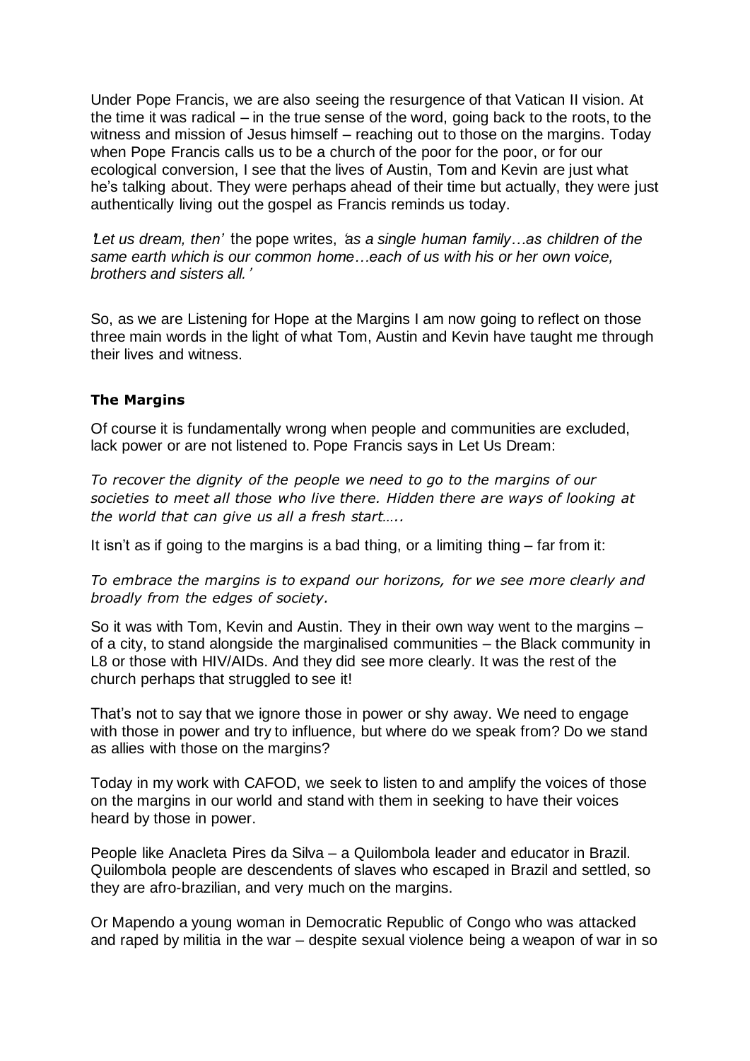Under Pope Francis, we are also seeing the resurgence of that Vatican II vision. At the time it was radical – in the true sense of the word, going back to the roots, to the witness and mission of Jesus himself – reaching out to those on the margins. Today when Pope Francis calls us to be a church of the poor for the poor, or for our ecological conversion, I see that the lives of Austin, Tom and Kevin are just what he's talking about. They were perhaps ahead of their time but actually, they were just authentically living out the gospel as Francis reminds us today.

*'Let us dream, then'* the pope writes, *'as a single human family…as children of the same earth which is our common home…each of us with his or her own voice, brothers and sisters all.'*

So, as we are Listening for Hope at the Margins I am now going to reflect on those three main words in the light of what Tom, Austin and Kevin have taught me through their lives and witness.

**The Margins**

Of course it is fundamentally wrong when people and communities are excluded, lack power or are not listened to. Pope Francis says in Let Us Dream:

*To recover the dignity of the people we need to go to the margins of our societies to meet all those who live there. Hidden there are ways of looking at the world that can give us all a fresh start…..*

It isn't as if going to the margins is a bad thing, or a limiting thing – far from it:

*To embrace the margins is to expand our horizons, for we see more clearly and broadly from the edges of society.*

So it was with Tom, Kevin and Austin. They in their own way went to the margins – of a city, to stand alongside the marginalised communities – the Black community in L8 or those with HIV/AIDs. And they did see more clearly. It was the rest of the church perhaps that struggled to see it!

That's not to say that we ignore those in power or shy away. We need to engage with those in power and try to influence, but where do we speak from? Do we stand as allies with those on the margins?

Today in my work with CAFOD, we seek to listen to and amplify the voices of those on the margins in our world and stand with them in seeking to have their voices heard by those in power.

People like Anacleta Pires da Silva – a Quilombola leader and educator in Brazil. Quilombola people are descendents of slaves who escaped in Brazil and settled, so they are afro-brazilian, and very much on the margins.

Or Mapendo a young woman in Democratic Republic of Congo who was attacked and raped by militia in the war – despite sexual violence being a weapon of war in so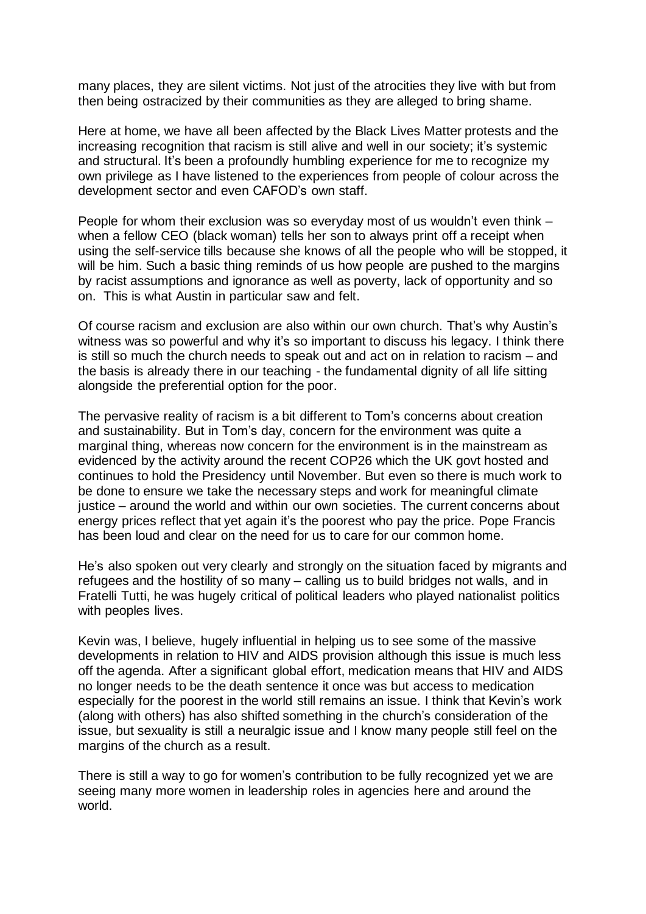many places, they are silent victims. Not just of the atrocities they live with but from then being ostracized by their communities as they are alleged to bring shame.

Here at home, we have all been affected by the Black Lives Matter protests and the increasing recognition that racism is still alive and well in our society; it's systemic and structural. It's been a profoundly humbling experience for me to recognize my own privilege as I have listened to the experiences from people of colour across the development sector and even CAFOD's own staff.

People for whom their exclusion was so everyday most of us wouldn't even think – when a fellow CEO (black woman) tells her son to always print off a receipt when using the self-service tills because she knows of all the people who will be stopped, it will be him. Such a basic thing reminds of us how people are pushed to the margins by racist assumptions and ignorance as well as poverty, lack of opportunity and so on. This is what Austin in particular saw and felt.

Of course racism and exclusion are also within our own church. That's why Austin's witness was so powerful and why it's so important to discuss his legacy. I think there is still so much the church needs to speak out and act on in relation to racism – and the basis is already there in our teaching - the fundamental dignity of all life sitting alongside the preferential option for the poor.

The pervasive reality of racism is a bit different to Tom's concerns about creation and sustainability. But in Tom's day, concern for the environment was quite a marginal thing, whereas now concern for the environment is in the mainstream as evidenced by the activity around the recent COP26 which the UK govt hosted and continues to hold the Presidency until November. But even so there is much work to be done to ensure we take the necessary steps and work for meaningful climate justice – around the world and within our own societies. The current concerns about energy prices reflect that yet again it's the poorest who pay the price. Pope Francis has been loud and clear on the need for us to care for our common home.

He's also spoken out very clearly and strongly on the situation faced by migrants and refugees and the hostility of so many – calling us to build bridges not walls, and in Fratelli Tutti, he was hugely critical of political leaders who played nationalist politics with peoples lives.

Kevin was, I believe, hugely influential in helping us to see some of the massive developments in relation to HIV and AIDS provision although this issue is much less off the agenda. After a significant global effort, medication means that HIV and AIDS no longer needs to be the death sentence it once was but access to medication especially for the poorest in the world still remains an issue. I think that Kevin's work (along with others) has also shifted something in the church's consideration of the issue, but sexuality is still a neuralgic issue and I know many people still feel on the margins of the church as a result.

There is still a way to go for women's contribution to be fully recognized yet we are seeing many more women in leadership roles in agencies here and around the world.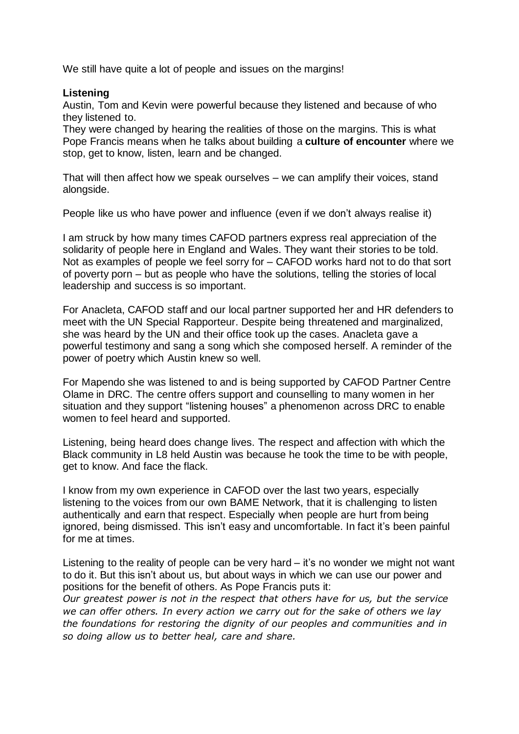We still have quite a lot of people and issues on the margins!

**Listening**

Austin, Tom and Kevin were powerful because they listened and because of who they listened to.

They were changed by hearing the realities of those on the margins. This is what Pope Francis means when he talks about building a **culture of encounter** where we stop, get to know, listen, learn and be changed.

That will then affect how we speak ourselves – we can amplify their voices, stand alongside.

People like us who have power and influence (even if we don't always realise it)

I am struck by how many times CAFOD partners express real appreciation of the solidarity of people here in England and Wales. They want their stories to be told. Not as examples of people we feel sorry for – CAFOD works hard not to do that sort of poverty porn – but as people who have the solutions, telling the stories of local leadership and success is so important.

For Anacleta, CAFOD staff and our local partner supported her and HR defenders to meet with the UN Special Rapporteur. Despite being threatened and marginalized, she was heard by the UN and their office took up the cases. Anacleta gave a powerful testimony and sang a song which she composed herself. A reminder of the power of poetry which Austin knew so well.

For Mapendo she was listened to and is being supported by CAFOD Partner Centre Olame in DRC. The centre offers support and counselling to many women in her situation and they support "listening houses" a phenomenon across DRC to enable women to feel heard and supported.

Listening, being heard does change lives. The respect and affection with which the Black community in L8 held Austin was because he took the time to be with people, get to know. And face the flack.

I know from my own experience in CAFOD over the last two years, especially listening to the voices from our own BAME Network, that it is challenging to listen authentically and earn that respect. Especially when people are hurt from being ignored, being dismissed. This isn't easy and uncomfortable. In fact it's been painful for me at times.

Listening to the reality of people can be very hard – it's no wonder we might not want to do it. But this isn't about us, but about ways in which we can use our power and positions for the benefit of others. As Pope Francis puts it:

*Our greatest power is not in the respect that others have for us, but the service we can offer others. In every action we carry out for the sake of others we lay the foundations for restoring the dignity of our peoples and communities and in so doing allow us to better heal, care and share.*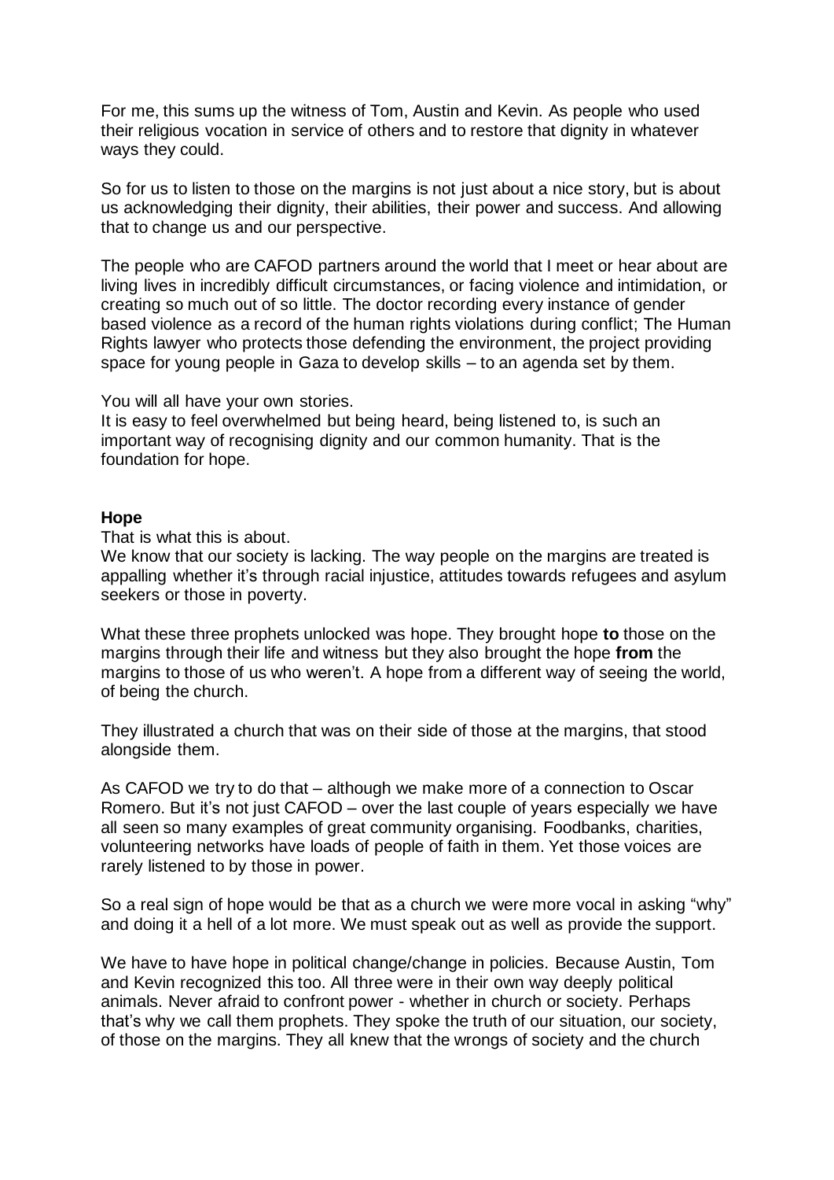For me, this sums up the witness of Tom, Austin and Kevin. As people who used their religious vocation in service of others and to restore that dignity in whatever ways they could.

So for us to listen to those on the margins is not just about a nice story, but is about us acknowledging their dignity, their abilities, their power and success. And allowing that to change us and our perspective.

The people who are CAFOD partners around the world that I meet or hear about are living lives in incredibly difficult circumstances, or facing violence and intimidation, or creating so much out of so little. The doctor recording every instance of gender based violence as a record of the human rights violations during conflict; The Human Rights lawyer who protects those defending the environment, the project providing space for young people in Gaza to develop skills – to an agenda set by them.

You will all have your own stories.
It is easy to feel overwhelmed but being heard, being listened to, is such an important way of recognising dignity and our common humanity. That is the foundation for hope.

**Hope**

That is what this is about.
We know that our society is lacking. The way people on the margins are treated is appalling whether it's through racial injustice, attitudes towards refugees and asylum seekers or those in poverty.

What these three prophets unlocked was hope. They brought hope **to** those on the margins through their life and witness but they also brought the hope **from** the margins to those of us who weren't. A hope from a different way of seeing the world, of being the church.

They illustrated a church that was on their side of those at the margins, that stood alongside them.

As CAFOD we try to do that – although we make more of a connection to Oscar Romero. But it's not just CAFOD – over the last couple of years especially we have all seen so many examples of great community organising. Foodbanks, charities, volunteering networks have loads of people of faith in them. Yet those voices are rarely listened to by those in power.

So a real sign of hope would be that as a church we were more vocal in asking "why" and doing it a hell of a lot more. We must speak out as well as provide the support.

We have to have hope in political change/change in policies. Because Austin, Tom and Kevin recognized this too. All three were in their own way deeply political animals. Never afraid to confront power - whether in church or society. Perhaps that's why we call them prophets. They spoke the truth of our situation, our society, of those on the margins. They all knew that the wrongs of society and the church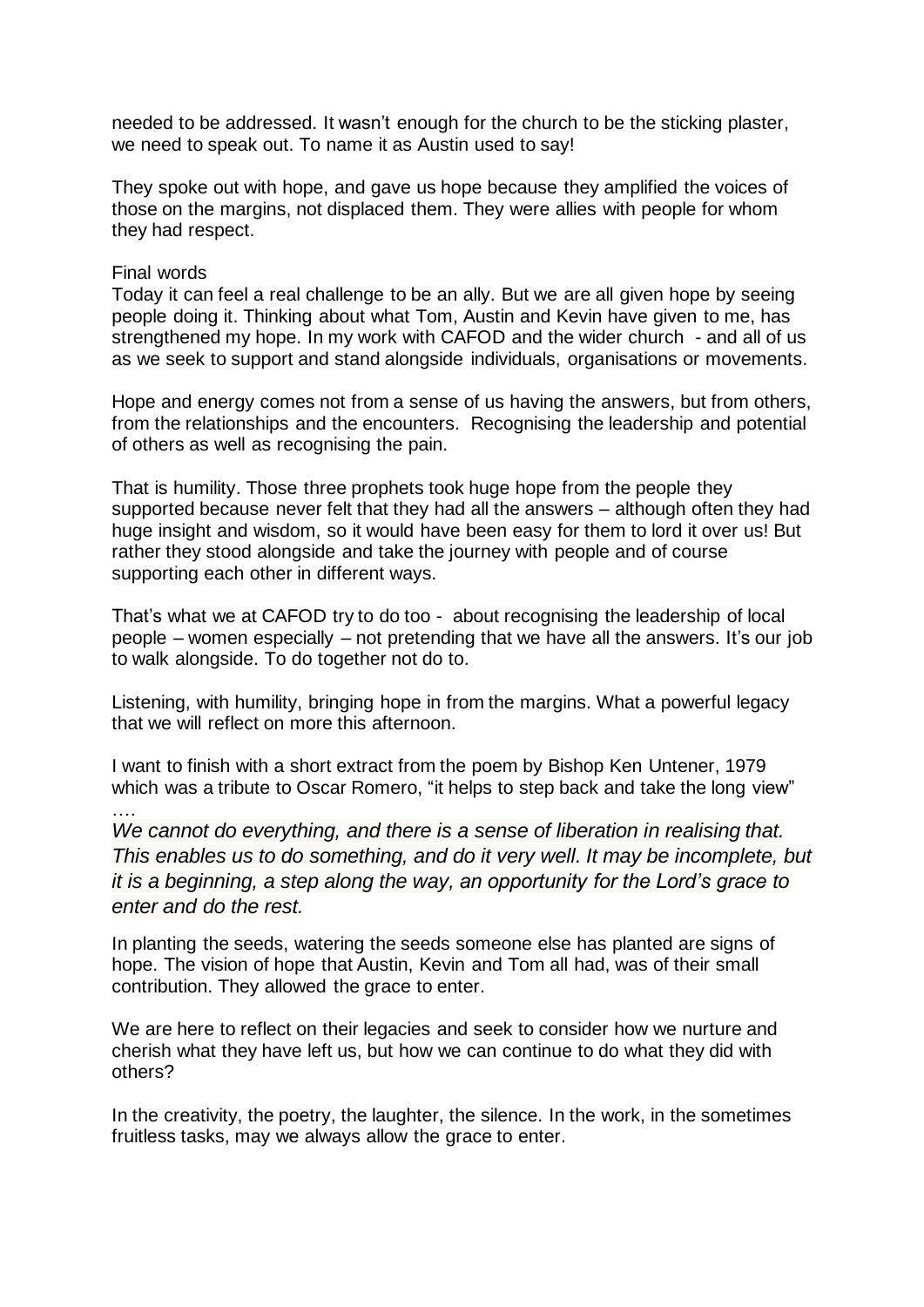needed to be addressed. It wasn't enough for the church to be the sticking plaster, we need to speak out. To name it as Austin used to say!

They spoke out with hope, and gave us hope because they amplified the voices of those on the margins, not displaced them. They were allies with people for whom they had respect.

Final words

Today it can feel a real challenge to be an ally. But we are all given hope by seeing people doing it. Thinking about what Tom, Austin and Kevin have given to me, has strengthened my hope. In my work with CAFOD and the wider church - and all of us as we seek to support and stand alongside individuals, organisations or movements.

Hope and energy comes not from a sense of us having the answers, but from others, from the relationships and the encounters. Recognising the leadership and potential of others as well as recognising the pain.

That is humility. Those three prophets took huge hope from the people they supported because never felt that they had all the answers – although often they had huge insight and wisdom, so it would have been easy for them to lord it over us! But rather they stood alongside and take the journey with people and of course supporting each other in different ways.

That's what we at CAFOD try to do too - about recognising the leadership of local people – women especially – not pretending that we have all the answers. It's our job to walk alongside. To do together not do to.

Listening, with humility, bringing hope in from the margins. What a powerful legacy that we will reflect on more this afternoon.

I want to finish with a short extract from the poem by Bishop Ken Untener, 1979 which was a tribute to Oscar Romero, "it helps to step back and take the long view" ….

*We cannot do everything, and there is a sense of liberation in realising that. This enables us to do something, and do it very well. It may be incomplete, but it is a beginning, a step along the way, an opportunity for the Lord's grace to enter and do the rest.*

In planting the seeds, watering the seeds someone else has planted are signs of hope. The vision of hope that Austin, Kevin and Tom all had, was of their small contribution. They allowed the grace to enter.

We are here to reflect on their legacies and seek to consider how we nurture and cherish what they have left us, but how we can continue to do what they did with others?

In the creativity, the poetry, the laughter, the silence. In the work, in the sometimes fruitless tasks, may we always allow the grace to enter.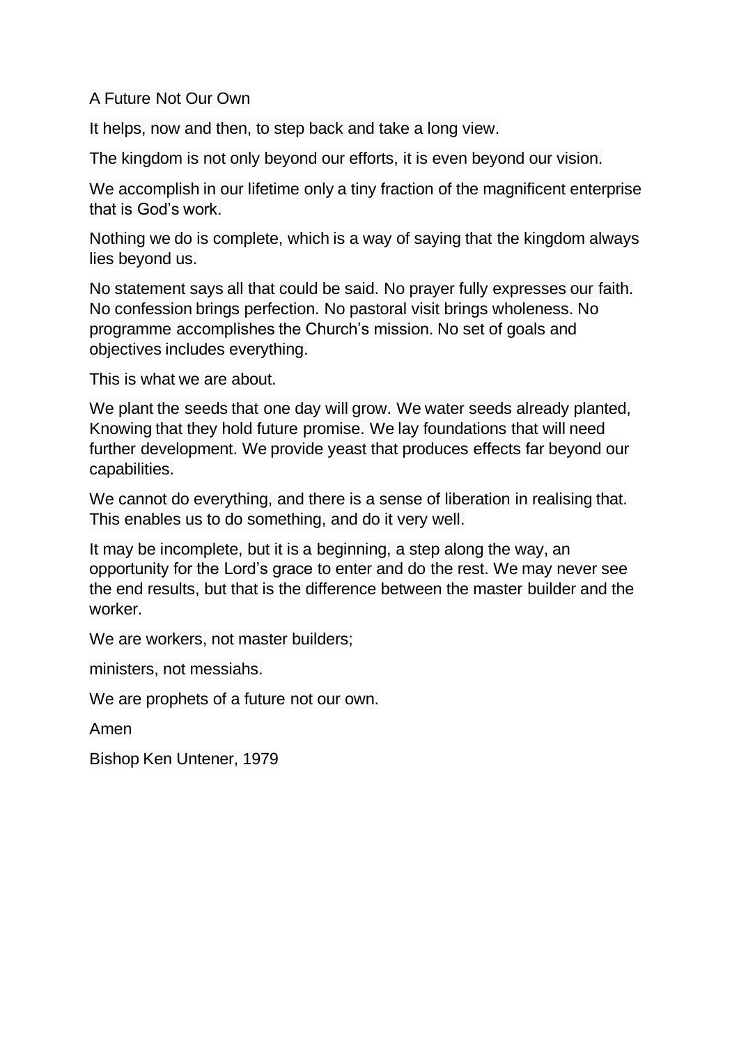# A Future Not Our Own

It helps, now and then, to step back and take a long view.

The kingdom is not only beyond our efforts, it is even beyond our vision.

We accomplish in our lifetime only a tiny fraction of the magnificent enterprise that is God's work.

Nothing we do is complete, which is a way of saying that the kingdom always lies beyond us.

No statement says all that could be said. No prayer fully expresses our faith. No confession brings perfection. No pastoral visit brings wholeness. No programme accomplishes the Church's mission. No set of goals and objectives includes everything.

This is what we are about.

We plant the seeds that one day will grow. We water seeds already planted, Knowing that they hold future promise. We lay foundations that will need further development. We provide yeast that produces effects far beyond our capabilities.

We cannot do everything, and there is a sense of liberation in realising that. This enables us to do something, and do it very well.

It may be incomplete, but it is a beginning, a step along the way, an opportunity for the Lord's grace to enter and do the rest. We may never see the end results, but that is the difference between the master builder and the worker.

We are workers, not master builders;

ministers, not messiahs.

We are prophets of a future not our own.

Amen

Bishop Ken Untener, 1979